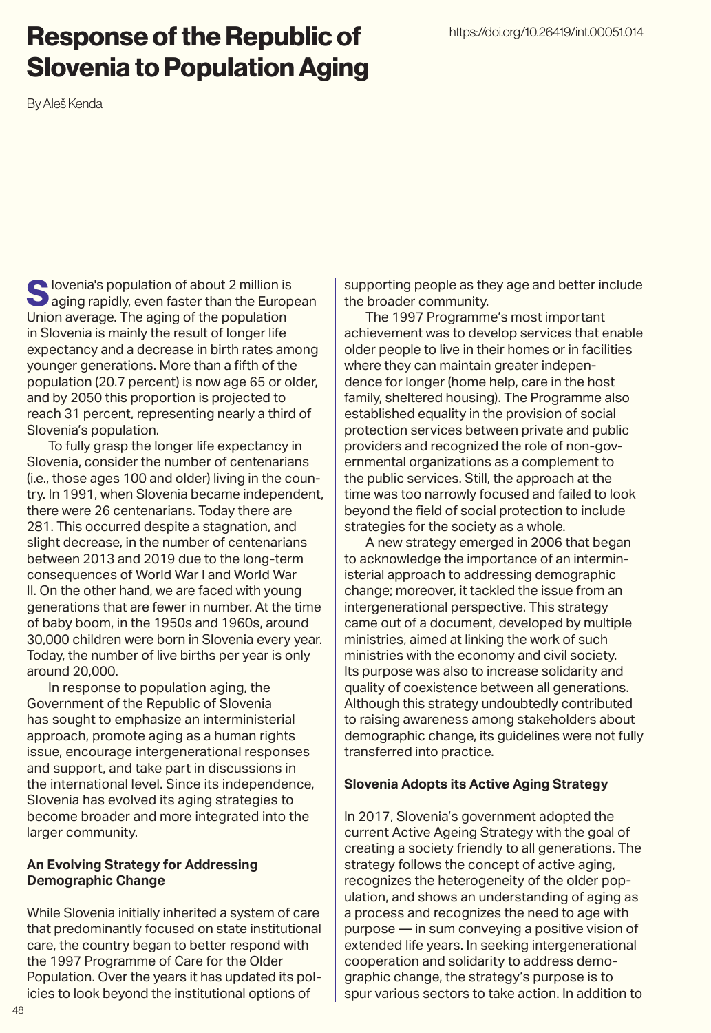# Response of the Republic of Slovenia to Population Aging

https://doi.org/10.26419/int.00051.014

By Aleš Kenda

Slovenia's population of about 2 million is aging rapidly, even faster than the European Union average. The aging of the population in Slovenia is mainly the result of longer life expectancy and a decrease in birth rates among younger generations. More than a fifth of the population (20.7 percent) is now age 65 or older, and by 2050 this proportion is projected to reach 31 percent, representing nearly a third of Slovenia's population.

To fully grasp the longer life expectancy in Slovenia, consider the number of centenarians (i.e., those ages 100 and older) living in the country. In 1991, when Slovenia became independent, there were 26 centenarians. Today there are 281. This occurred despite a stagnation, and slight decrease, in the number of centenarians between 2013 and 2019 due to the long-term consequences of World War I and World War II. On the other hand, we are faced with young generations that are fewer in number. At the time of baby boom, in the 1950s and 1960s, around 30,000 children were born in Slovenia every year. Today, the number of live births per year is only around 20,000.

In response to population aging, the Government of the Republic of Slovenia has sought to emphasize an interministerial approach, promote aging as a human rights issue, encourage intergenerational responses and support, and take part in discussions in the international level. Since its independence, Slovenia has evolved its aging strategies to become broader and more integrated into the larger community.

### An Evolving Strategy for Addressing Demographic Change

While Slovenia initially inherited a system of care that predominantly focused on state institutional care, the country began to better respond with the 1997 Programme of Care for the Older Population. Over the years it has updated its policies to look beyond the institutional options of supporting people as they age and better include the broader community.

The 1997 Programme's most important achievement was to develop services that enable older people to live in their homes or in facilities where they can maintain greater independence for longer (home help, care in the host family, sheltered housing). The Programme also established equality in the provision of social protection services between private and public providers and recognized the role of non-governmental organizations as a complement to the public services. Still, the approach at the time was too narrowly focused and failed to look beyond the field of social protection to include strategies for the society as a whole.

A new strategy emerged in 2006 that began to acknowledge the importance of an interministerial approach to addressing demographic change; moreover, it tackled the issue from an intergenerational perspective. This strategy came out of a document, developed by multiple ministries, aimed at linking the work of such ministries with the economy and civil society. Its purpose was also to increase solidarity and quality of coexistence between all generations. Although this strategy undoubtedly contributed to raising awareness among stakeholders about demographic change, its guidelines were not fully transferred into practice.

### Slovenia Adopts its Active Aging Strategy

In 2017, Slovenia's government adopted the current Active Ageing Strategy with the goal of creating a society friendly to all generations. The strategy follows the concept of active aging, recognizes the heterogeneity of the older population, and shows an understanding of aging as a process and recognizes the need to age with purpose — in sum conveying a positive vision of extended life years. In seeking intergenerational cooperation and solidarity to address demographic change, the strategy's purpose is to spur various sectors to take action. In addition to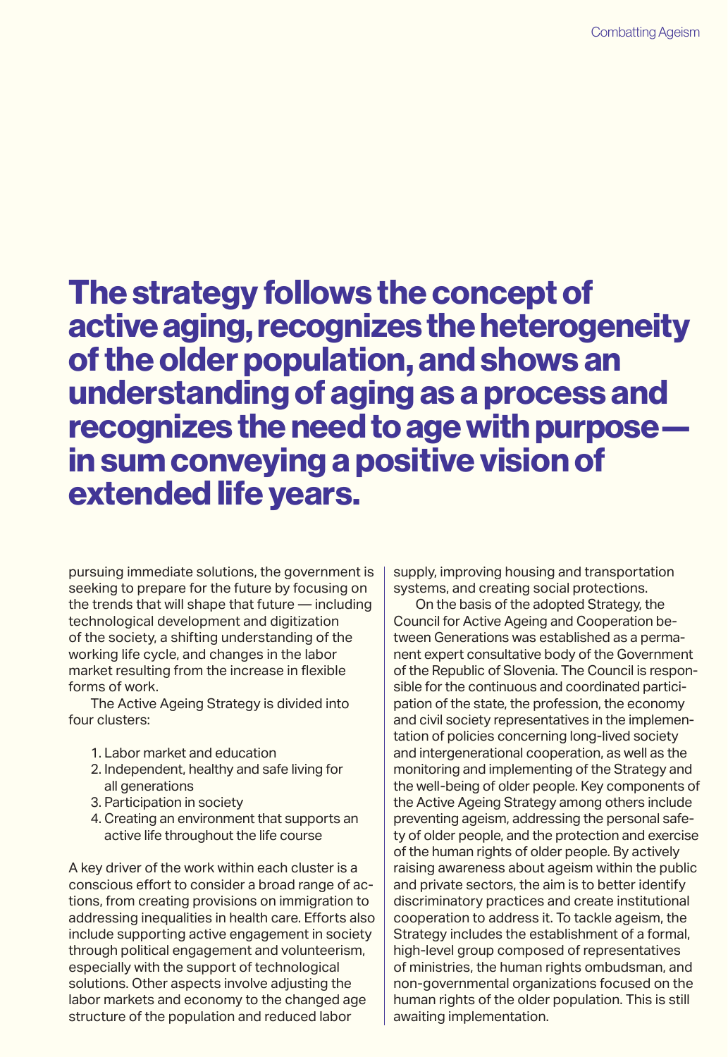**The strategy follows the concept of active aging, recognizes the heterogeneity of the older population, and shows an understanding of aging as a process and recognizes the need to age with purpose — in sum conveying a positive vision of extended life years.**

pursuing immediate solutions, the government is seeking to prepare for the future by focusing on the trends that will shape that future — including technological development and digitization of the society, a shifting understanding of the working life cycle, and changes in the labor market resulting from the increase in flexible forms of work.

The Active Ageing Strategy is divided into four clusters:

1. Labor market and education
2. Independent, healthy and safe living for all generations
3. Participation in society
4. Creating an environment that supports an active life throughout the life course

A key driver of the work within each cluster is a conscious effort to consider a broad range of actions, from creating provisions on immigration to addressing inequalities in health care. Efforts also include supporting active engagement in society through political engagement and volunteerism, especially with the support of technological solutions. Other aspects involve adjusting the labor markets and economy to the changed age structure of the population and reduced labor supply, improving housing and transportation systems, and creating social protections.

On the basis of the adopted Strategy, the Council for Active Ageing and Cooperation between Generations was established as a permanent expert consultative body of the Government of the Republic of Slovenia. The Council is responsible for the continuous and coordinated participation of the state, the profession, the economy and civil society representatives in the implementation of policies concerning long-lived society and intergenerational cooperation, as well as the monitoring and implementing of the Strategy and the well-being of older people. Key components of the Active Ageing Strategy among others include preventing ageism, addressing the personal safety of older people, and the protection and exercise of the human rights of older people. By actively raising awareness about ageism within the public and private sectors, the aim is to better identify discriminatory practices and create institutional cooperation to address it. To tackle ageism, the Strategy includes the establishment of a formal, high-level group composed of representatives of ministries, the human rights ombudsman, and non-governmental organizations focused on the human rights of the older population. This is still awaiting implementation.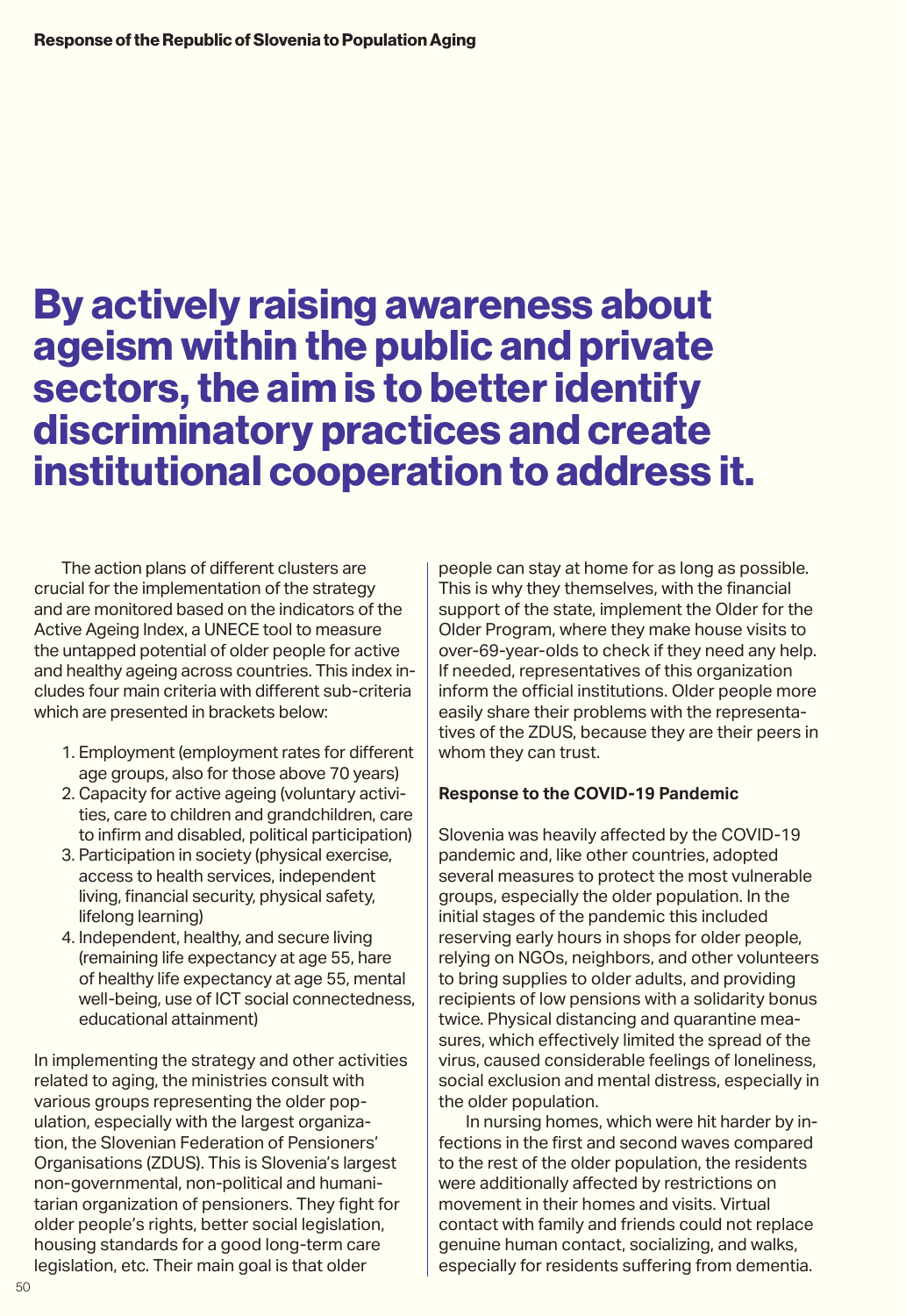**By actively raising awareness about ageism within the public and private sectors, the aim is to better identify discriminatory practices and create institutional cooperation to address it.**

The action plans of different clusters are crucial for the implementation of the strategy and are monitored based on the indicators of the Active Ageing Index, a UNECE tool to measure the untapped potential of older people for active and healthy ageing across countries. This index includes four main criteria with different sub-criteria which are presented in brackets below:

1. Employment (employment rates for different age groups, also for those above 70 years)
2. Capacity for active ageing (voluntary activities, care to children and grandchildren, care to infirm and disabled, political participation)
3. Participation in society (physical exercise, access to health services, independent living, financial security, physical safety, lifelong learning)
4. Independent, healthy, and secure living (remaining life expectancy at age 55, hare of healthy life expectancy at age 55, mental well-being, use of ICT social connectedness, educational attainment)

In implementing the strategy and other activities related to aging, the ministries consult with various groups representing the older population, especially with the largest organization, the Slovenian Federation of Pensioners' Organisations (ZDUS). This is Slovenia's largest non-governmental, non-political and humanitarian organization of pensioners. They fight for older people's rights, better social legislation, housing standards for a good long-term care legislation, etc. Their main goal is that older people can stay at home for as long as possible. This is why they themselves, with the financial support of the state, implement the Older for the Older Program, where they make house visits to over-69-year-olds to check if they need any help. If needed, representatives of this organization inform the official institutions. Older people more easily share their problems with the representatives of the ZDUS, because they are their peers in whom they can trust.

**Response to the COVID-19 Pandemic**

Slovenia was heavily affected by the COVID-19 pandemic and, like other countries, adopted several measures to protect the most vulnerable groups, especially the older population. In the initial stages of the pandemic this included reserving early hours in shops for older people, relying on NGOs, neighbors, and other volunteers to bring supplies to older adults, and providing recipients of low pensions with a solidarity bonus twice. Physical distancing and quarantine measures, which effectively limited the spread of the virus, caused considerable feelings of loneliness, social exclusion and mental distress, especially in the older population.

In nursing homes, which were hit harder by infections in the first and second waves compared to the rest of the older population, the residents were additionally affected by restrictions on movement in their homes and visits. Virtual contact with family and friends could not replace genuine human contact, socializing, and walks, especially for residents suffering from dementia.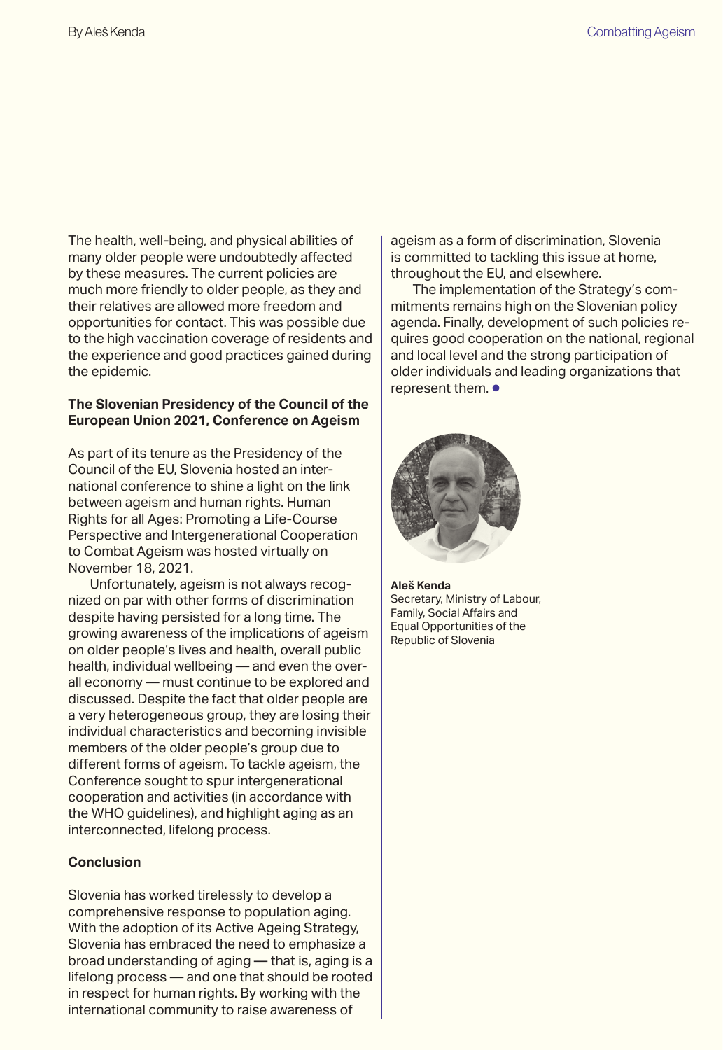The health, well-being, and physical abilities of many older people were undoubtedly affected by these measures. The current policies are much more friendly to older people, as they and their relatives are allowed more freedom and opportunities for contact. This was possible due to the high vaccination coverage of residents and the experience and good practices gained during the epidemic.

**The Slovenian Presidency of the Council of the European Union 2021, Conference on Ageism**

As part of its tenure as the Presidency of the Council of the EU, Slovenia hosted an international conference to shine a light on the link between ageism and human rights. Human Rights for all Ages: Promoting a Life-Course Perspective and Intergenerational Cooperation to Combat Ageism was hosted virtually on November 18, 2021.

Unfortunately, ageism is not always recognized on par with other forms of discrimination despite having persisted for a long time. The growing awareness of the implications of ageism on older people's lives and health, overall public health, individual wellbeing — and even the overall economy — must continue to be explored and discussed. Despite the fact that older people are a very heterogeneous group, they are losing their individual characteristics and becoming invisible members of the older people's group due to different forms of ageism. To tackle ageism, the Conference sought to spur intergenerational cooperation and activities (in accordance with the WHO guidelines), and highlight aging as an interconnected, lifelong process.

**Conclusion**

Slovenia has worked tirelessly to develop a comprehensive response to population aging. With the adoption of its Active Ageing Strategy, Slovenia has embraced the need to emphasize a broad understanding of aging — that is, aging is a lifelong process — and one that should be rooted in respect for human rights. By working with the international community to raise awareness of ageism as a form of discrimination, Slovenia is committed to tackling this issue at home, throughout the EU, and elsewhere.

The implementation of the Strategy's commitments remains high on the Slovenian policy agenda. Finally, development of such policies requires good cooperation on the national, regional and local level and the strong participation of older individuals and leading organizations that represent them. ●

**Aleš Kenda**
Secretary, Ministry of Labour, Family, Social Affairs and Equal Opportunities of the Republic of Slovenia